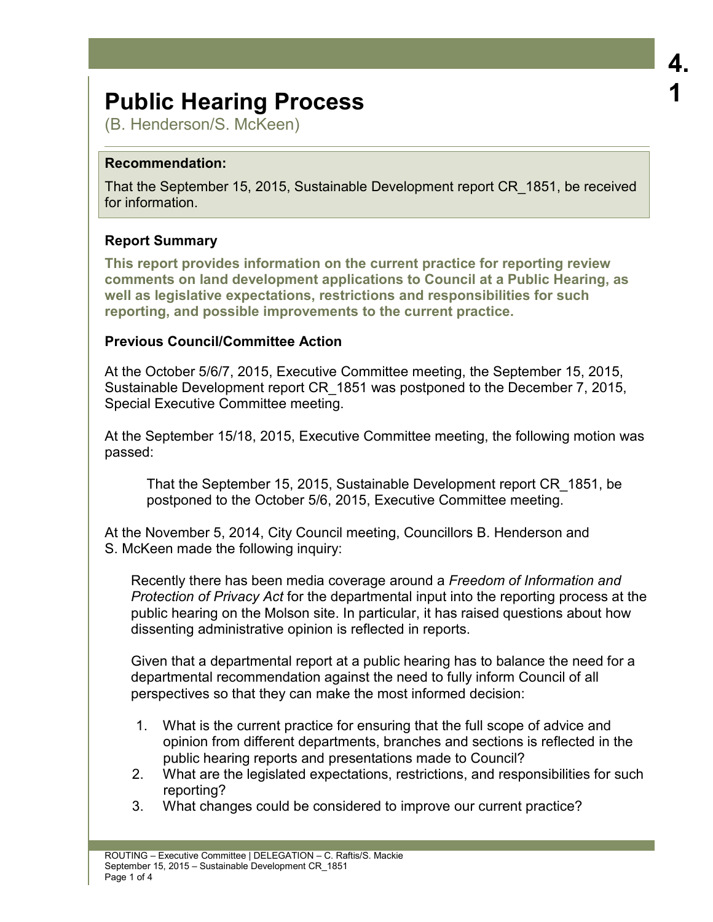# Public Hearing Process

(B. Henderson/S. McKeen)

**Recommendation:**

That the September 15, 2015, Sustainable Development report CR_1851, be received for information.

### Report Summary

**This report provides information on the current practice for reporting review comments on land development applications to Council at a Public Hearing, as well as legislative expectations, restrictions and responsibilities for such reporting, and possible improvements to the current practice.**

### Previous Council/Committee Action

At the October 5/6/7, 2015, Executive Committee meeting, the September 15, 2015, Sustainable Development report CR_1851 was postponed to the December 7, 2015, Special Executive Committee meeting.

At the September 15/18, 2015, Executive Committee meeting, the following motion was passed:

> That the September 15, 2015, Sustainable Development report CR_1851, be postponed to the October 5/6, 2015, Executive Committee meeting.

At the November 5, 2014, City Council meeting, Councillors B. Henderson and S. McKeen made the following inquiry:

> Recently there has been media coverage around a *Freedom of Information and Protection of Privacy Act* for the departmental input into the reporting process at the public hearing on the Molson site. In particular, it has raised questions about how dissenting administrative opinion is reflected in reports.
>
> Given that a departmental report at a public hearing has to balance the need for a departmental recommendation against the need to fully inform Council of all perspectives so that they can make the most informed decision:
>
> 1. What is the current practice for ensuring that the full scope of advice and opinion from different departments, branches and sections is reflected in the public hearing reports and presentations made to Council?
> 2. What are the legislated expectations, restrictions, and responsibilities for such reporting?
> 3. What changes could be considered to improve our current practice?

ROUTING – Executive Committee | DELEGATION – C. Raftis/S. Mackie
September 15, 2015 – Sustainable Development CR_1851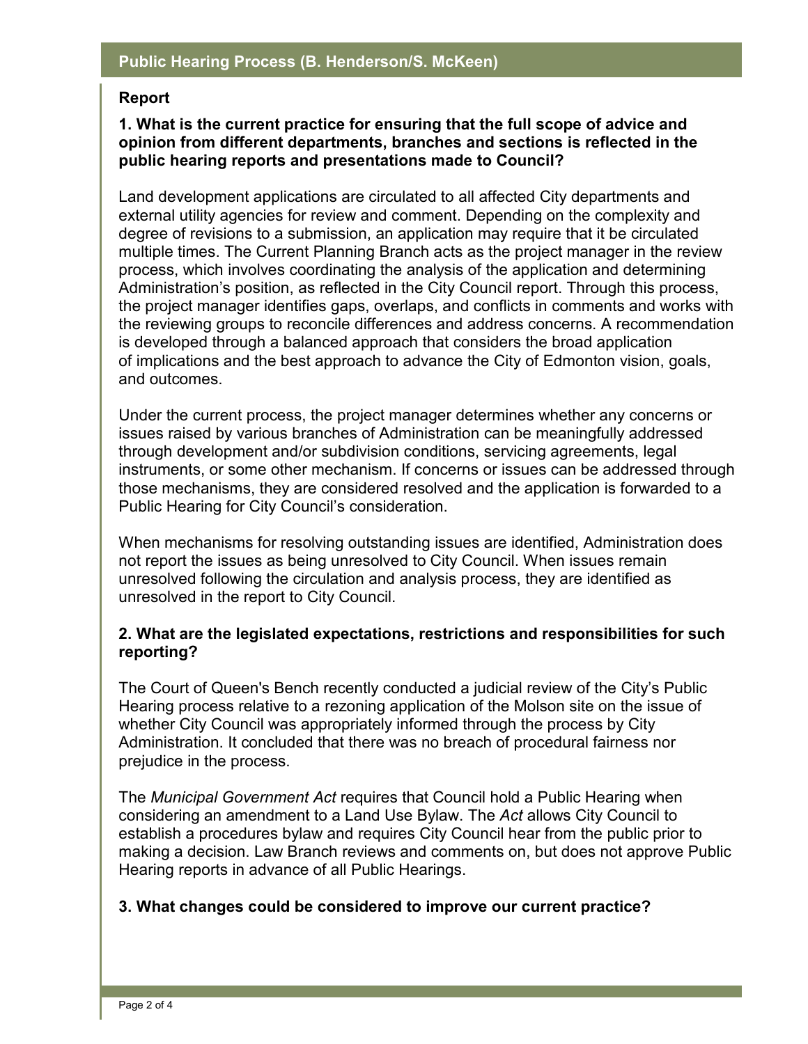## Public Hearing Process (B. Henderson/S. McKeen)

**Report**

**1. What is the current practice for ensuring that the full scope of advice and opinion from different departments, branches and sections is reflected in the public hearing reports and presentations made to Council?**

Land development applications are circulated to all affected City departments and external utility agencies for review and comment. Depending on the complexity and degree of revisions to a submission, an application may require that it be circulated multiple times. The Current Planning Branch acts as the project manager in the review process, which involves coordinating the analysis of the application and determining Administration's position, as reflected in the City Council report. Through this process, the project manager identifies gaps, overlaps, and conflicts in comments and works with the reviewing groups to reconcile differences and address concerns. A recommendation is developed through a balanced approach that considers the broad application of implications and the best approach to advance the City of Edmonton vision, goals, and outcomes.

Under the current process, the project manager determines whether any concerns or issues raised by various branches of Administration can be meaningfully addressed through development and/or subdivision conditions, servicing agreements, legal instruments, or some other mechanism. If concerns or issues can be addressed through those mechanisms, they are considered resolved and the application is forwarded to a Public Hearing for City Council's consideration.

When mechanisms for resolving outstanding issues are identified, Administration does not report the issues as being unresolved to City Council. When issues remain unresolved following the circulation and analysis process, they are identified as unresolved in the report to City Council.

**2. What are the legislated expectations, restrictions and responsibilities for such reporting?**

The Court of Queen's Bench recently conducted a judicial review of the City's Public Hearing process relative to a rezoning application of the Molson site on the issue of whether City Council was appropriately informed through the process by City Administration. It concluded that there was no breach of procedural fairness nor prejudice in the process.

The *Municipal Government Act* requires that Council hold a Public Hearing when considering an amendment to a Land Use Bylaw. The *Act* allows City Council to establish a procedures bylaw and requires City Council hear from the public prior to making a decision. Law Branch reviews and comments on, but does not approve Public Hearing reports in advance of all Public Hearings.

**3. What changes could be considered to improve our current practice?**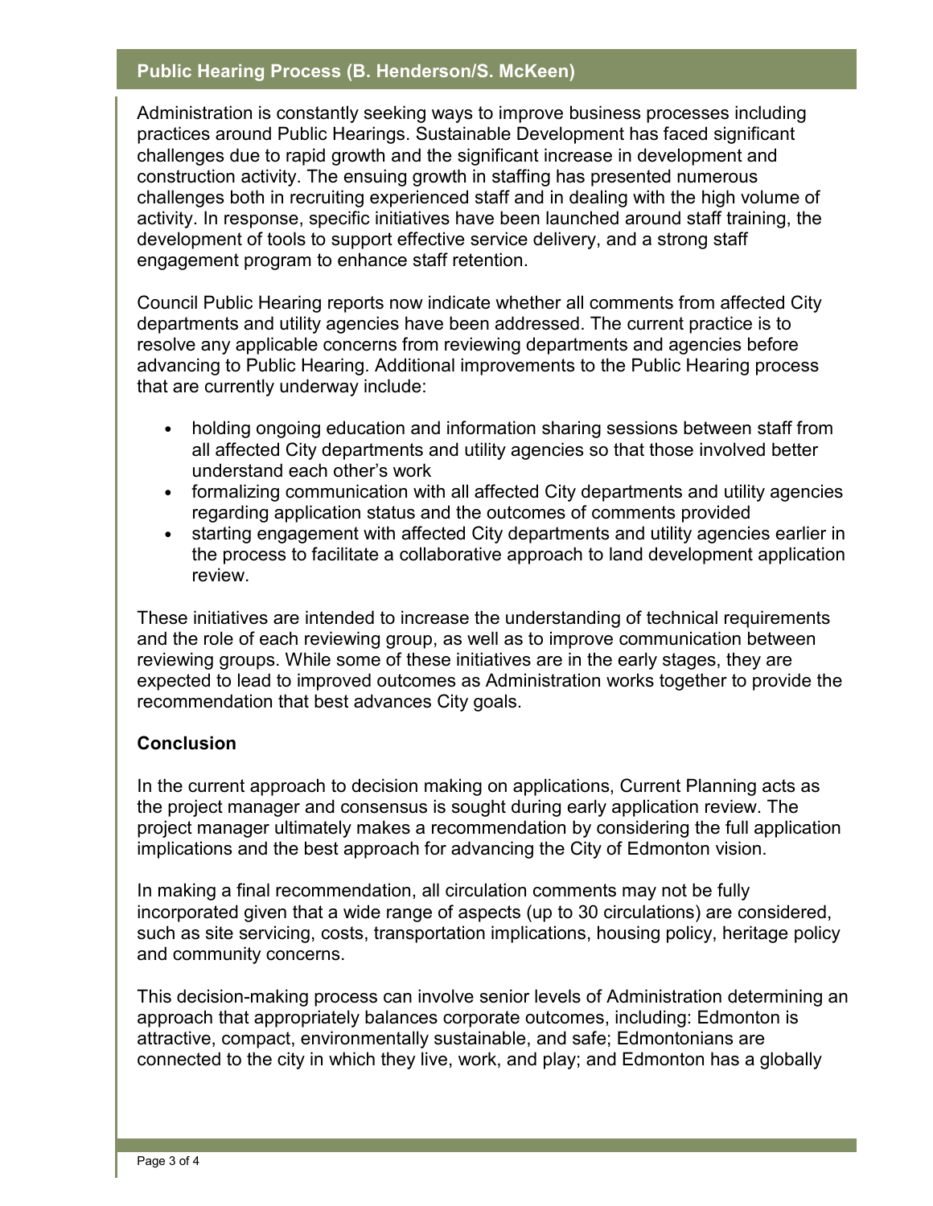## Public Hearing Process (B. Henderson/S. McKeen)

Administration is constantly seeking ways to improve business processes including practices around Public Hearings. Sustainable Development has faced significant challenges due to rapid growth and the significant increase in development and construction activity. The ensuing growth in staffing has presented numerous challenges both in recruiting experienced staff and in dealing with the high volume of activity. In response, specific initiatives have been launched around staff training, the development of tools to support effective service delivery, and a strong staff engagement program to enhance staff retention.

Council Public Hearing reports now indicate whether all comments from affected City departments and utility agencies have been addressed. The current practice is to resolve any applicable concerns from reviewing departments and agencies before advancing to Public Hearing. Additional improvements to the Public Hearing process that are currently underway include:

- holding ongoing education and information sharing sessions between staff from all affected City departments and utility agencies so that those involved better understand each other's work
- formalizing communication with all affected City departments and utility agencies regarding application status and the outcomes of comments provided
- starting engagement with affected City departments and utility agencies earlier in the process to facilitate a collaborative approach to land development application review.

These initiatives are intended to increase the understanding of technical requirements and the role of each reviewing group, as well as to improve communication between reviewing groups. While some of these initiatives are in the early stages, they are expected to lead to improved outcomes as Administration works together to provide the recommendation that best advances City goals.

**Conclusion**

In the current approach to decision making on applications, Current Planning acts as the project manager and consensus is sought during early application review. The project manager ultimately makes a recommendation by considering the full application implications and the best approach for advancing the City of Edmonton vision.

In making a final recommendation, all circulation comments may not be fully incorporated given that a wide range of aspects (up to 30 circulations) are considered, such as site servicing, costs, transportation implications, housing policy, heritage policy and community concerns.

This decision-making process can involve senior levels of Administration determining an approach that appropriately balances corporate outcomes, including: Edmonton is attractive, compact, environmentally sustainable, and safe; Edmontonians are connected to the city in which they live, work, and play; and Edmonton has a globally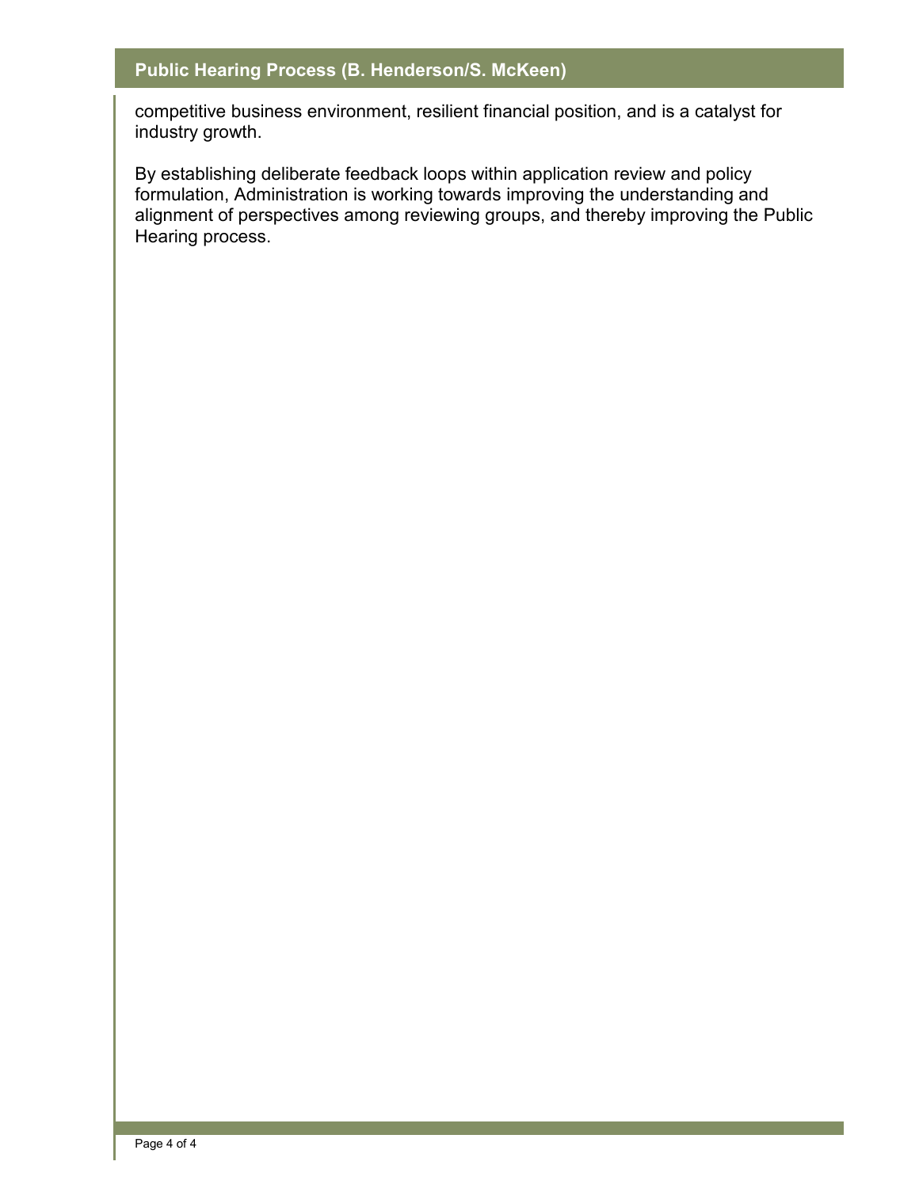competitive business environment, resilient financial position, and is a catalyst for industry growth.

By establishing deliberate feedback loops within application review and policy formulation, Administration is working towards improving the understanding and alignment of perspectives among reviewing groups, and thereby improving the Public Hearing process.